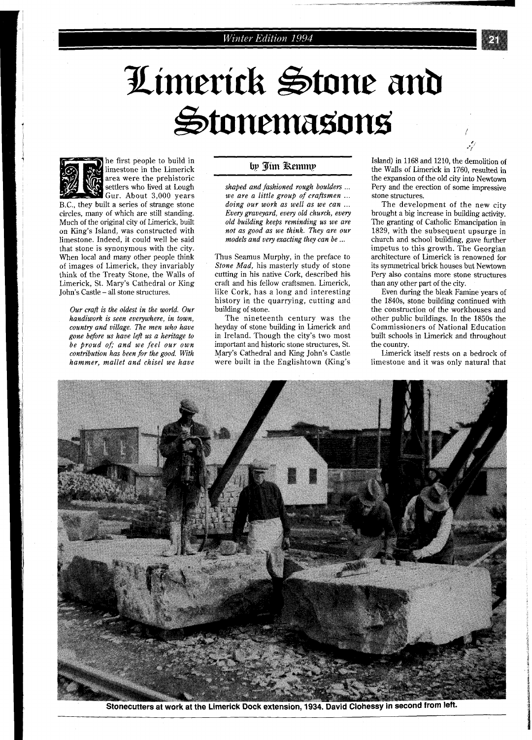# Limerick Stone and Stonemasons

by Jim Kemmy

The first people to build in limestone in the Limerick area were the prehistoric settlers who lived at Lough Gur. About 3,000 years B.C., they built a series of strange stone circles, many of which are still standing. Much of the original city of Limerick, built on King's Island, was constructed with limestone. Indeed, it could well be said that stone is synonymous with the city. When local and many other people think of images of Limerick, they invariably think of the Treaty Stone, the Walls of Limerick, St. Mary's Cathedral or King John's Castle – all stone structures.

*Our craft is the oldest in the world. Our handiwork is seen everywhere, in town, country and village. The men who have gone before us have left us a heritage to be proud of; and we feel our own contribution has been for the good. With hammer, mallet and chisel we have shaped and fashioned rough boulders ... we are a little group of craftsmen ... doing our work as well as we can ... Every graveyard, every old church, every old building keeps reminding us we are not as good as we think. They are our models and very exacting they can be ...*

Thus Seamus Murphy, in the preface to *Stone Mad*, his masterly study of stone cutting in his native Cork, described his craft and his fellow craftsmen. Limerick, like Cork, has a long and interesting history in the quarrying, cutting and building of stone.

The nineteenth century was the heyday of stone building in Limerick and in Ireland. Though the city's two most important and historic stone structures, St. Mary's Cathedral and King John's Castle were built in the Englishtown (King's Island) in 1168 and 1210, the demolition of the Walls of Limerick in 1760, resulted in the expansion of the old city into Newtown Pery and the erection of some impressive stone structures.

The development of the new city brought a big increase in building activity. The granting of Catholic Emancipation in 1829, with the subsequent upsurge in church and school building, gave further impetus to this growth. The Georgian architecture of Limerick is renowned for its symmetrical brick houses but Newtown Pery also contains more stone structures than any other part of the city.

Even during the bleak Famine years of the 1840s, stone building continued with the construction of the workhouses and other public buildings. In the 1850s the Commissioners of National Education built schools in Limerick and throughout the country.

Limerick itself rests on a bedrock of limestone and it was only natural that

Stonecutters at work at the Limerick Dock extension, 1934. David Clohessy in second from left.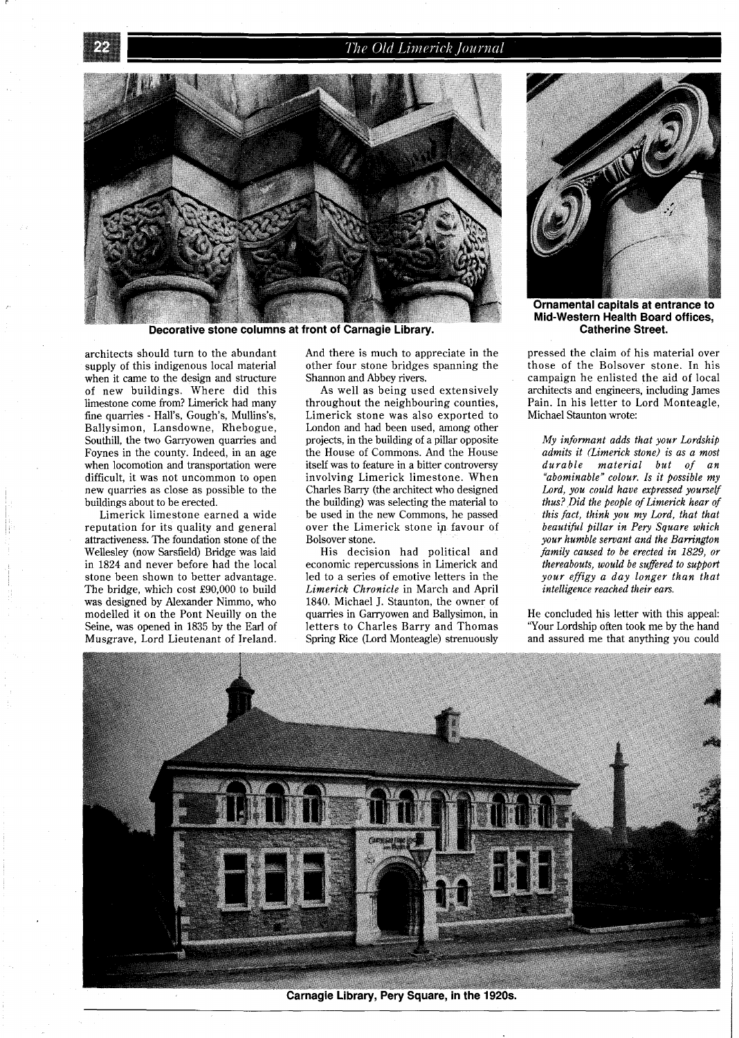Decorative stone columns at front of Carnagie Library.

Ornamental capitals at entrance to Mid-Western Health Board offices, Catherine Street.

architects should turn to the abundant supply of this indigenous local material when it came to the design and structure of new buildings. Where did this limestone come from? Limerick had many fine quarries - Hall's, Gough's, Mullins's, Ballysimon, Lansdowne, Rhebogue, Southill, the two Garryowen quarries and Foynes in the county. Indeed, in an age when locomotion and transportation were difficult, it was not uncommon to open new quarries as close as possible to the buildings about to be erected.

Limerick limestone earned a wide reputation for its quality and general attractiveness. The foundation stone of the Wellesley (now Sarsfield) Bridge was laid in 1824 and never before had the local stone been shown to better advantage. The bridge, which cost £90,000 to build was designed by Alexander Nimmo, who modelled it on the Pont Neuilly on the Seine, was opened in 1835 by the Earl of Musgrave, Lord Lieutenant of Ireland. And there is much to appreciate in the other four stone bridges spanning the Shannon and Abbey rivers.

As well as being used extensively throughout the neighbouring counties, Limerick stone was also exported to London and had been used, among other projects, in the building of a pillar opposite the House of Commons. And the House itself was to feature in a bitter controversy involving Limerick limestone. When Charles Barry (the architect who designed the building) was selecting the material to be used in the new Commons, he passed over the Limerick stone in favour of Bolsover stone.

His decision had political and economic repercussions in Limerick and led to a series of emotive letters in the *Limerick Chronicle* in March and April 1840. Michael J. Staunton, the owner of quarries in Garryowen and Ballysimon, in letters to Charles Barry and Thomas Spring Rice (Lord Monteagle) strenuously pressed the claim of his material over those of the Bolsover stone. In his campaign he enlisted the aid of local architects and engineers, including James Pain. In his letter to Lord Monteagle, Michael Staunton wrote:

> *My informant adds that your Lordship admits it (Limerick stone) is as a most durable material but of an "abominable" colour. Is it possible my Lord, you could have expressed yourself thus? Did the people of Limerick hear of this fact, think you my Lord, that that beautiful pillar in Pery Square which your humble servant and the Barrington family caused to be erected in 1829, or thereabouts, would be suffered to support your effigy a day longer than that intelligence reached their ears.*

He concluded his letter with this appeal: "Your Lordship often took me by the hand and assured me that anything you could

Carnagie Library, Pery Square, in the 1920s.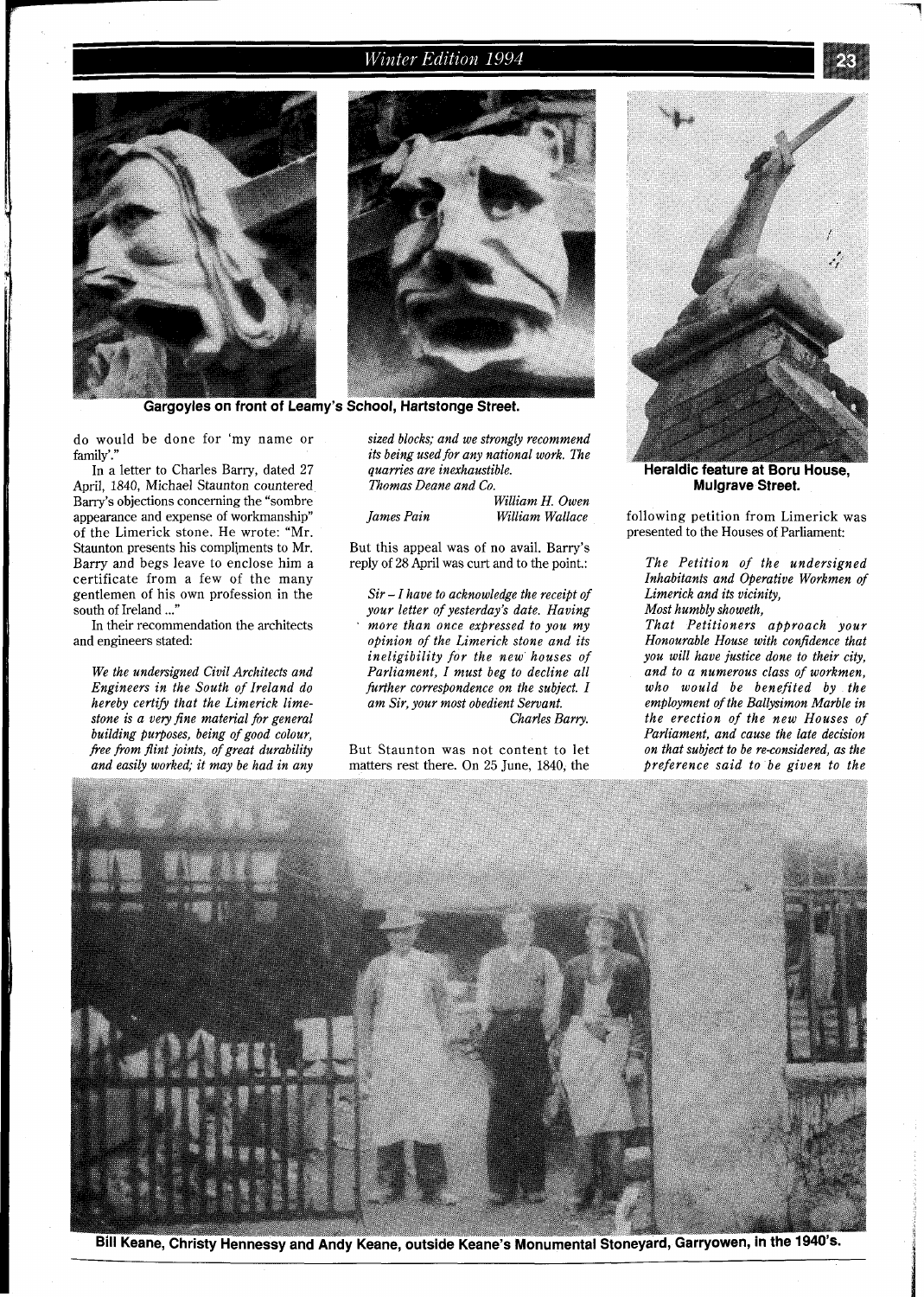Gargoyles on front of Leamy's School, Hartstonge Street.

do would be done for 'my name or family'."

In a letter to Charles Barry, dated 27 April, 1840, Michael Staunton countered Barry's objections concerning the "sombre appearance and expense of workmanship" of the Limerick stone. He wrote: "Mr. Staunton presents his compliments to Mr. Barry and begs leave to enclose him a certificate from a few of the many gentlemen of his own profession in the south of Ireland ..."

In their recommendation the architects and engineers stated:

*We the undersigned Civil Architects and Engineers in the South of Ireland do hereby certify that the Limerick limestone is a very fine material for general building purposes, being of good colour, free from flint joints, of great durability and easily worked; it may be had in any sized blocks; and we strongly recommend its being used for any national work. The quarries are inexhaustible.*
*Thomas Deane and Co.*
*William H. Owen*
*James Pain* *William Wallace*

But this appeal was of no avail. Barry's reply of 28 April was curt and to the point.:

*Sir – I have to acknowledge the receipt of your letter of yesterday's date. Having more than once expressed to you my opinion of the Limerick stone and its ineligibility for the new houses of Parliament, I must beg to decline all further correspondence on the subject. I am Sir, your most obedient Servant.*
*Charles Barry.*

But Staunton was not content to let matters rest there. On 25 June, 1840, the following petition from Limerick was presented to the Houses of Parliament:

*The Petition of the undersigned Inhabitants and Operative Workmen of Limerick and its vicinity,*
*Most humbly showeth,*
*That Petitioners approach your Honourable House with confidence that you will have justice done to their city, and to a numerous class of workmen, who would be benefited by the employment of the Ballysimon Marble in the erection of the new Houses of Parliament, and cause the late decision on that subject to be re-considered, as the preference said to be given to the*

Heraldic feature at Boru House, Mulgrave Street.

Bill Keane, Christy Hennessy and Andy Keane, outside Keane's Monumental Stoneyard, Garryowen, in the 1940's.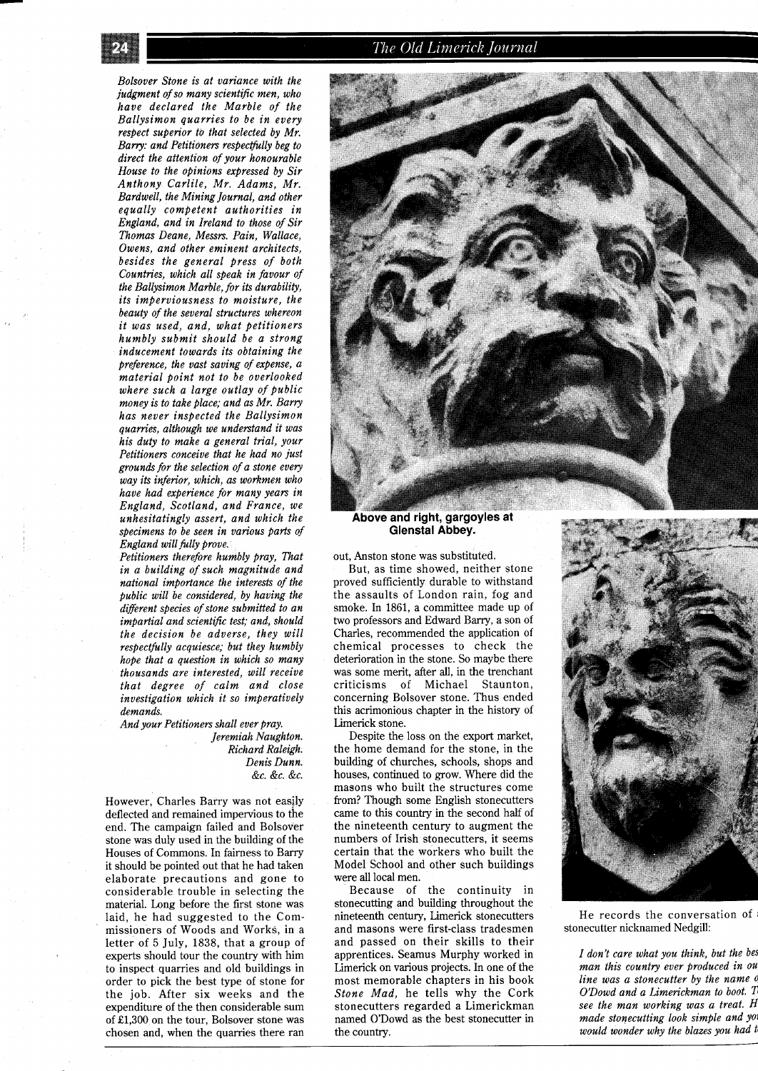*Bolsover Stone is at variance with the judgment of so many scientific men, who have declared the Marble of the Ballysimon quarries to be in every respect superior to that selected by Mr. Barry: and Petitioners respectfully beg to direct the attention of your honourable House to the opinions expressed by Sir Anthony Carlile, Mr. Adams, Mr. Bardwell, the Mining Journal, and other equally competent authorities in England, and in Ireland to those of Sir Thomas Deane, Messrs. Pain, Wallace, Owens, and other eminent architects, besides the general press of both Countries, which all speak in favour of the Ballysimon Marble, for its durability, its imperviousness to moisture, the beauty of the several structures whereon it was used, and, what petitioners humbly submit should be a strong inducement towards its obtaining the preference, the vast saving of expense, a material point not to be overlooked where such a large outlay of public money is to take place; and as Mr. Barry has never inspected the Ballysimon quarries, although we understand it was his duty to make a general trial, your Petitioners conceive that he had no just grounds for the selection of a stone every way its inferior, which, as workmen who have had experience for many years in England, Scotland, and France, we unhesitatingly assert, and which the specimens to be seen in various parts of England will fully prove.*

*Petitioners therefore humbly pray, That in a building of such magnitude and national importance the interests of the public will be considered, by having the different species of stone submitted to an impartial and scientific test; and, should the decision be adverse, they will respectfully acquiesce; but they humbly hope that a question in which so many thousands are interested, will receive that degree of calm and close investigation which it so imperatively demands.*

*And your Petitioners shall ever pray.*

*Jeremiah Naughton.*
*Richard Raleigh.*
*Denis Dunn.*
*&c. &c. &c.*

However, Charles Barry was not easily deflected and remained impervious to the end. The campaign failed and Bolsover stone was duly used in the building of the Houses of Commons. In fairness to Barry it should be pointed out that he had taken elaborate precautions and gone to considerable trouble in selecting the material. Long before the first stone was laid, he had suggested to the Commissioners of Woods and Works, in a letter of 5 July, 1838, that a group of experts should tour the country with him to inspect quarries and old buildings in order to pick the best type of stone for the job. After six weeks and the expenditure of the then considerable sum of £1,300 on the tour, Bolsover stone was chosen and, when the quarries there ran out, Anston stone was substituted.

**Above and right, gargoyles at Glenstal Abbey.**

But, as time showed, neither stone proved sufficiently durable to withstand the assaults of London rain, fog and smoke. In 1861, a committee made up of two professors and Edward Barry, a son of Charles, recommended the application of chemical processes to check the deterioration in the stone. So maybe there was some merit, after all, in the trenchant criticisms of Michael Staunton, concerning Bolsover stone. Thus ended this acrimonious chapter in the history of Limerick stone.

Despite the loss on the export market, the home demand for the stone, in the building of churches, schools, shops and houses, continued to grow. Where did the masons who built the structures come from? Though some English stonecutters came to this country in the second half of the nineteenth century to augment the numbers of Irish stonecutters, it seems certain that the workers who built the Model School and other such buildings were all local men.

Because of the continuity in stonecutting and building throughout the nineteenth century, Limerick stonecutters and masons were first-class tradesmen and passed on their skills to their apprentices. Seamus Murphy worked in Limerick on various projects. In one of the most memorable chapters in his book *Stone Mad*, he tells why the Cork stonecutters regarded a Limerickman named O'Dowd as the best stonecutter in the country.

He records the conversation of a stonecutter nicknamed Nedgill:

*I don't care what you think, but the best man this country ever produced in our line was a stonecutter by the name of O'Dowd and a Limerickman to boot. To see the man working was a treat. He made stonecutting look simple and you would wonder why the blazes you had to*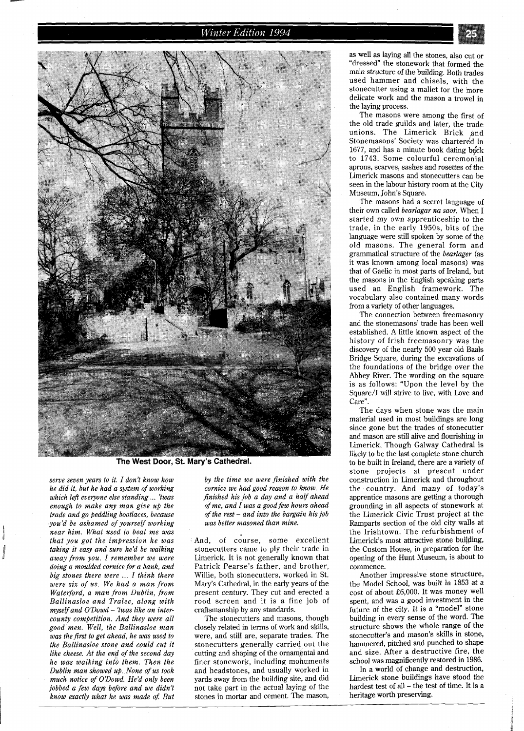The West Door, St. Mary's Cathedral.

*serve seven years to it. I don't know how he did it, but he had a system of working which left everyone else standing ... 'twas enough to make any man give up the trade and go peddling bootlaces, because you'd be ashamed of yourself working near him. What used to beat me was that you got the impression he was taking it easy and sure he'd be walking away from you. I remember we were doing a moulded cornice for a bank, and big stones there were ... I think there were six of us. We had a man from Waterford, a man from Dublin, from Ballinasloe and Tralee, along with myself and O'Dowd – 'twas like an inter-county competition. And they were all good men. Well, the Ballinasloe man was the first to get ahead, he was used to the Ballinasloe stone and could cut it like cheese. At the end of the second day he was walking into them. Then the Dublin man showed up. None of us took much notice of O'Dowd. He'd only been jobbed a few days before and we didn't know exactly what he was made of. But by the time we were finished with the cornice we had good reason to know. He finished his job a day and a half ahead of me, and I was a good few hours ahead of the rest – and into the bargain his job was better masoned than mine.*

And, of course, some excellent stonecutters came to ply their trade in Limerick. It is not generally known that Patrick Pearse's father, and brother, Willie, both stonecutters, worked in St. Mary's Cathedral, in the early years of the present century. They cut and erected a rood screen and it is a fine job of craftsmanship by any standards.

The stonecutters and masons, though closely related in terms of work and skills, were, and still are, separate trades. The stonecutters generally carried out the cutting and shaping of the ornamental and finer stonework, including monuments and headstones, and usually worked in yards away from the building site, and did not take part in the actual laying of the stones in mortar and cement. The mason, as well as laying all the stones, also cut or "dressed" the stonework that formed the main structure of the building. Both trades used hammer and chisels, with the stonecutter using a mallet for the more delicate work and the mason a trowel in the laying process.

The masons were among the first of the old trade guilds and later, the trade unions. The Limerick Brick and Stonemasons' Society was chartered in 1677, and has a minute book dating back to 1743. Some colourful ceremonial aprons, scarves, sashes and rosettes of the Limerick masons and stonecutters can be seen in the labour history room at the City Museum, John's Square.

The masons had a secret language of their own called *bearlagar na saor*. When I started my own apprenticeship to the trade, in the early 1950s, bits of the language were still spoken by some of the old masons. The general form and grammatical structure of the *bearlager* (as it was known among local masons) was that of Gaelic in most parts of Ireland, but the masons in the English speaking parts used an English framework. The vocabulary also contained many words from a variety of other languages.

The connection between freemasonry and the stonemasons' trade has been well established. A little known aspect of the history of Irish freemasonry was the discovery of the nearly 500 year old Baals Bridge Square, during the excavations of the foundations of the bridge over the Abbey River. The wording on the square is as follows: "Upon the level by the Square/I will strive to live, with Love and Care".

The days when stone was the main material used in most buildings are long since gone but the trades of stonecutter and mason are still alive and flourishing in Limerick. Though Galway Cathedral is likely to be the last complete stone church to be built in Ireland, there are a variety of stone projects at present under construction in Limerick and throughout the country. And many of today's apprentice masons are getting a thorough grounding in all aspects of stonework at the Limerick Civic Trust project at the Ramparts section of the old city walls at the Irishtown. The refurbishment of Limerick's most attractive stone building, the Custom House, in preparation for the opening of the Hunt Museum, is about to commence.

Another impressive stone structure, the Model School, was built in 1853 at a cost of about £6,000. It was money well spent, and was a good investment in the future of the city. It is a "model" stone building in every sense of the word. The structure shows the whole range of the stonecutter's and mason's skills in stone, hammered, pitched and punched to shape and size. After a destructive fire, the school was magnificently restored in 1986.

In a world of change and destruction, Limerick stone buildings have stood the hardest test of all – the test of time. It is a heritage worth preserving.